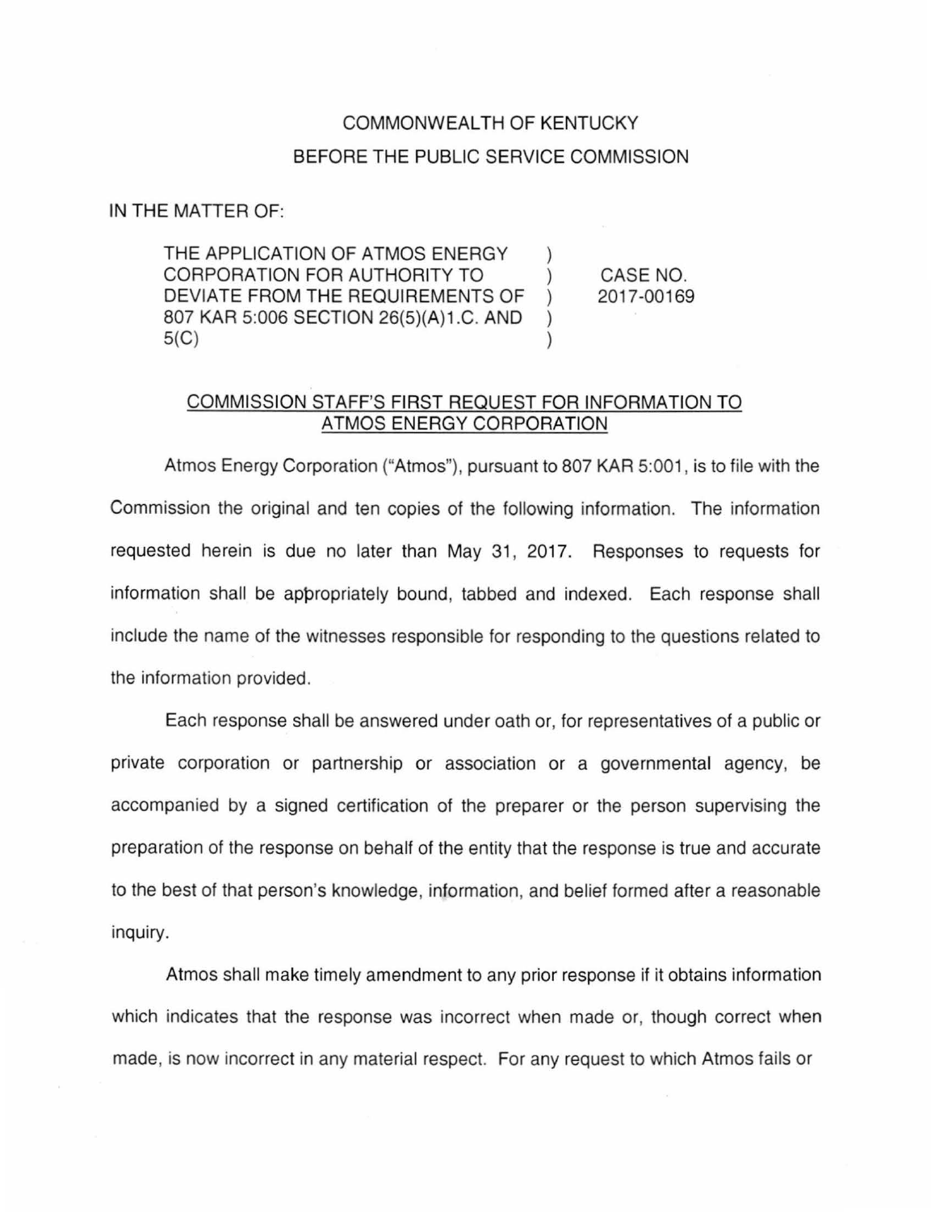COMMONWEALTH OF KENTUCKY

BEFORE THE PUBLIC SERVICE COMMISSION

IN THE MATTER OF:

| | | |
|---|---|---|
| THE APPLICATION OF ATMOS ENERGY CORPORATION FOR AUTHORITY TO DEVIATE FROM THE REQUIREMENTS OF 807 KAR 5:006 SECTION 26(5)(A)1.C. AND 5(C) | ) ) ) ) ) | CASE NO. 2017-00169 |

## COMMISSION STAFF'S FIRST REQUEST FOR INFORMATION TO ATMOS ENERGY CORPORATION

Atmos Energy Corporation ("Atmos"), pursuant to 807 KAR 5:001, is to file with the Commission the original and ten copies of the following information. The information requested herein is due no later than May 31, 2017. Responses to requests for information shall be appropriately bound, tabbed and indexed. Each response shall include the name of the witnesses responsible for responding to the questions related to the information provided.

Each response shall be answered under oath or, for representatives of a public or private corporation or partnership or association or a governmental agency, be accompanied by a signed certification of the preparer or the person supervising the preparation of the response on behalf of the entity that the response is true and accurate to the best of that person's knowledge, information, and belief formed after a reasonable inquiry.

Atmos shall make timely amendment to any prior response if it obtains information which indicates that the response was incorrect when made or, though correct when made, is now incorrect in any material respect. For any request to which Atmos fails or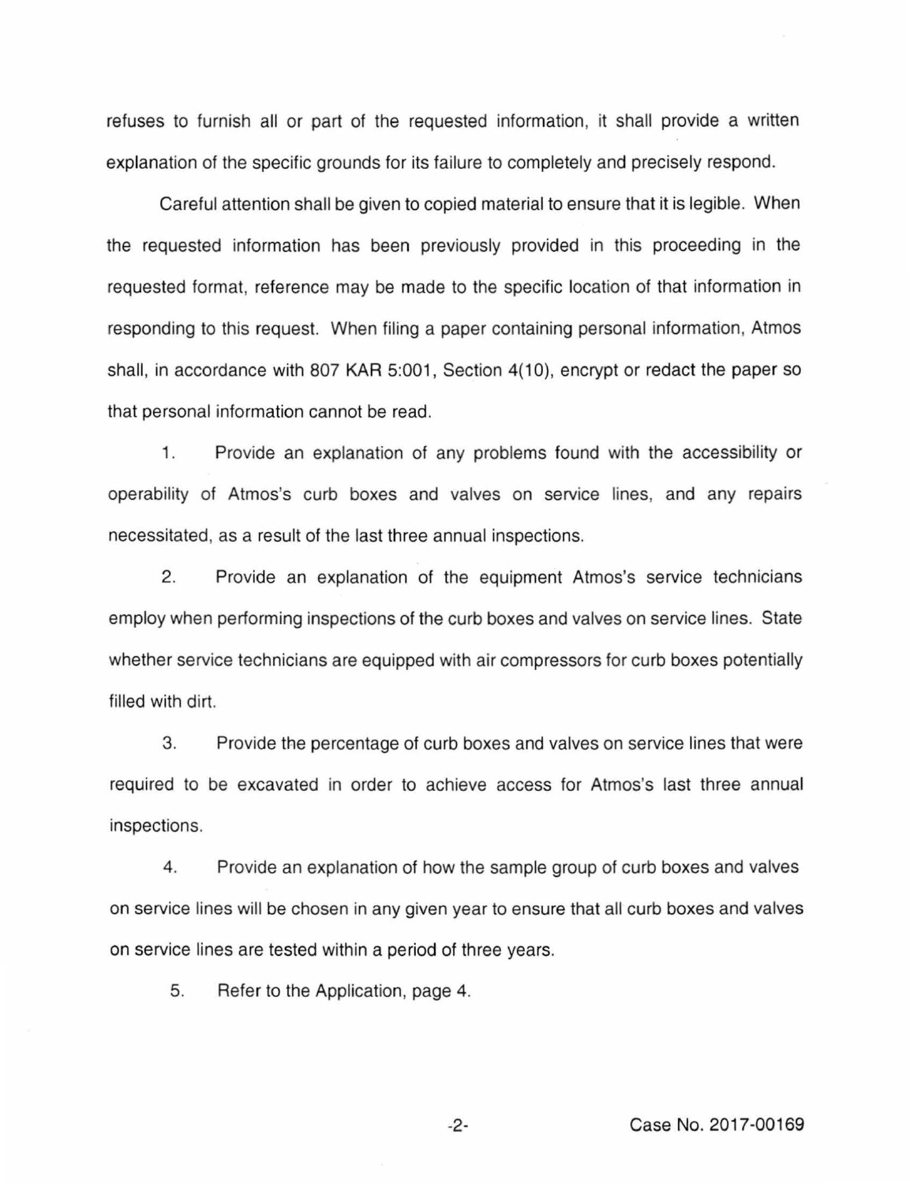refuses to furnish all or part of the requested information, it shall provide a written explanation of the specific grounds for its failure to completely and precisely respond.

Careful attention shall be given to copied material to ensure that it is legible. When the requested information has been previously provided in this proceeding in the requested format, reference may be made to the specific location of that information in responding to this request. When filing a paper containing personal information, Atmos shall, in accordance with 807 KAR 5:001, Section 4(10), encrypt or redact the paper so that personal information cannot be read.

1. Provide an explanation of any problems found with the accessibility or operability of Atmos's curb boxes and valves on service lines, and any repairs necessitated, as a result of the last three annual inspections.

2. Provide an explanation of the equipment Atmos's service technicians employ when performing inspections of the curb boxes and valves on service lines. State whether service technicians are equipped with air compressors for curb boxes potentially filled with dirt.

3. Provide the percentage of curb boxes and valves on service lines that were required to be excavated in order to achieve access for Atmos's last three annual inspections.

4. Provide an explanation of how the sample group of curb boxes and valves on service lines will be chosen in any given year to ensure that all curb boxes and valves on service lines are tested within a period of three years.

5. Refer to the Application, page 4.

Case No. 2017-00169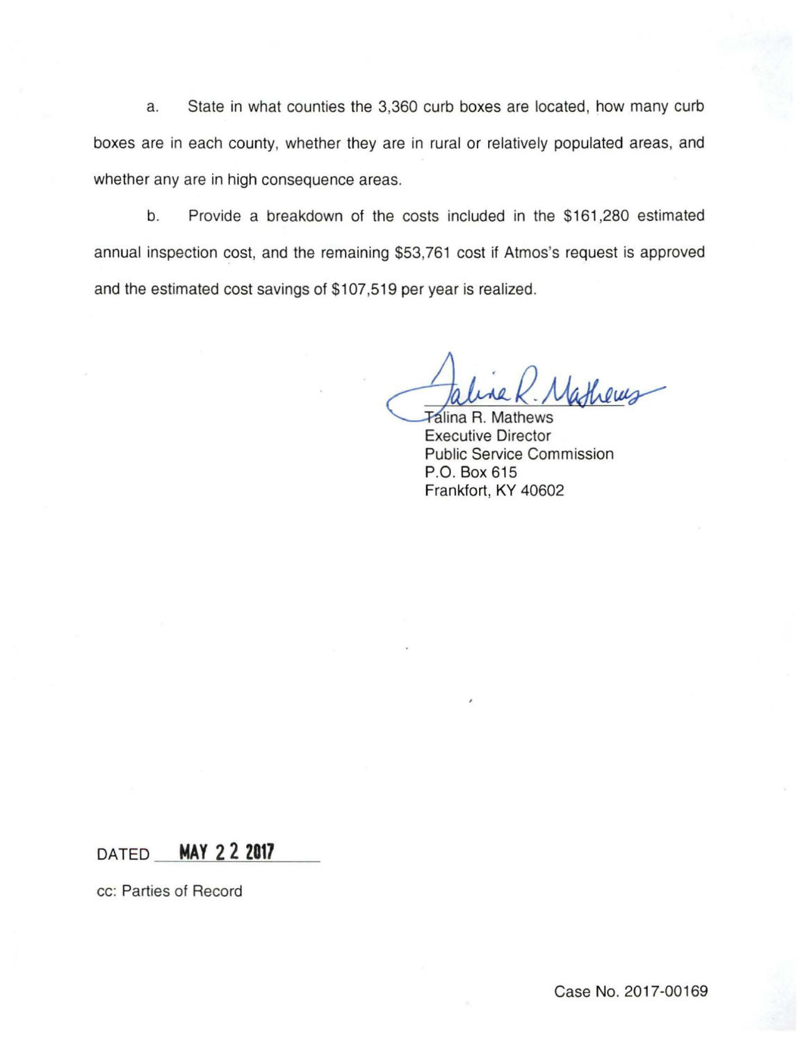a. State in what counties the 3,360 curb boxes are located, how many curb boxes are in each county, whether they are in rural or relatively populated areas, and whether any are in high consequence areas.

b. Provide a breakdown of the costs included in the $161,280 estimated annual inspection cost, and the remaining $53,761 cost if Atmos's request is approved and the estimated cost savings of $107,519 per year is realized.

Tálina R. Mathews
Executive Director
Public Service Commission
P.O. Box 615
Frankfort, KY 40602

DATED **MAY 22 2017**

cc: Parties of Record

Case No. 2017-00169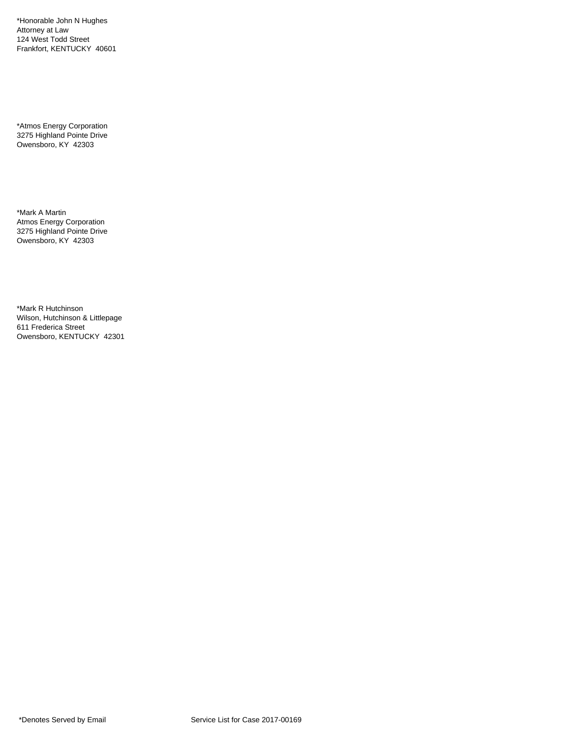*Honorable John N Hughes
Attorney at Law
124 West Todd Street
Frankfort, KENTUCKY  40601

*Atmos Energy Corporation
3275 Highland Pointe Drive
Owensboro, KY  42303

*Mark A Martin
Atmos Energy Corporation
3275 Highland Pointe Drive
Owensboro, KY  42303

*Mark R Hutchinson
Wilson, Hutchinson & Littlepage
611 Frederica Street
Owensboro, KENTUCKY  42301

*Denotes Served by Email

Service List for Case 2017-00169